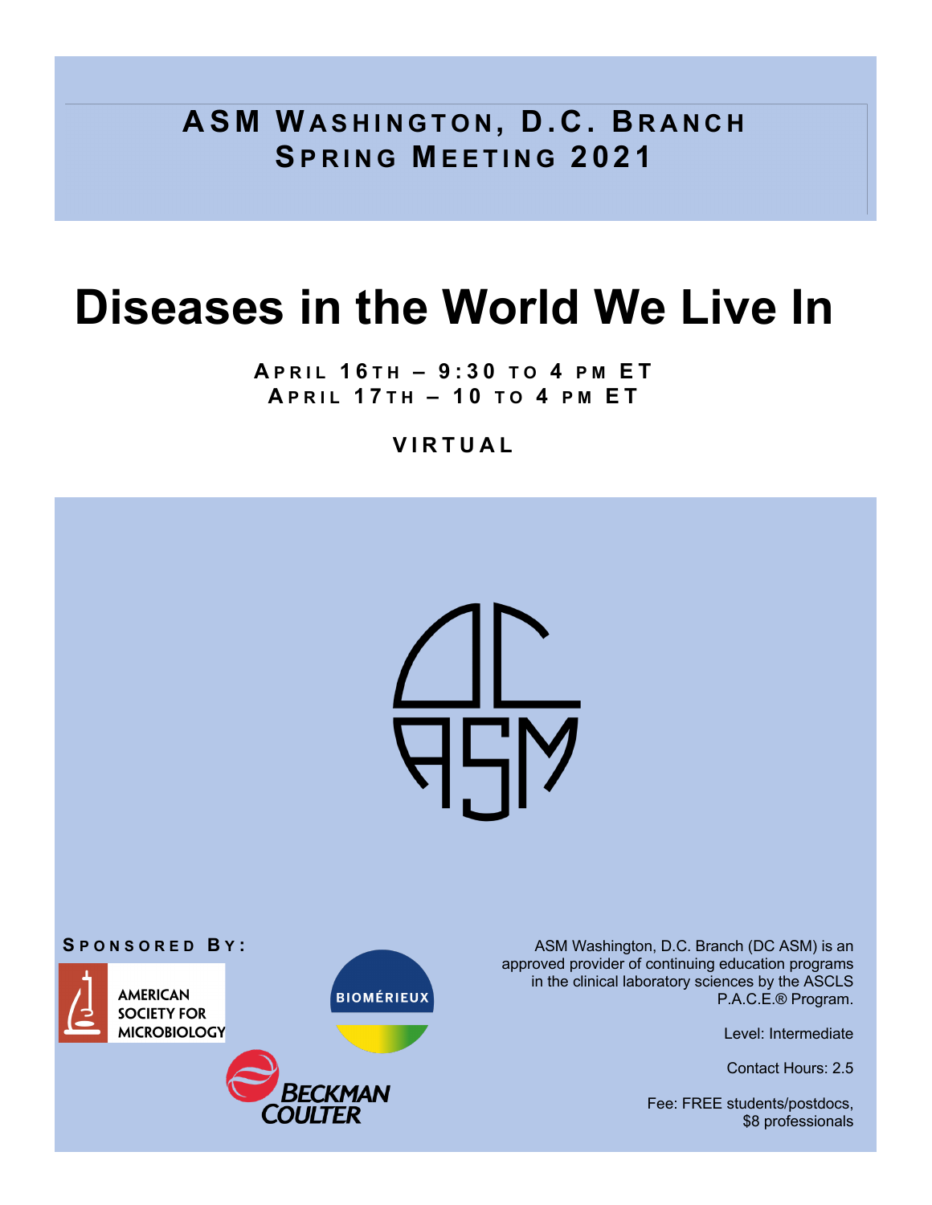## ASM Washington, D.C. Branch Spring Meeting 2021

# Diseases in the World We Live In

**April 16th – 9:30 to 4 pm ET**
**April 17th – 10 to 4 pm ET**

**VIRTUAL**

**Sponsored By:**

American Society for Microbiology

BIOMÉRIEUX

Beckman Coulter

ASM Washington, D.C. Branch (DC ASM) is an approved provider of continuing education programs in the clinical laboratory sciences by the ASCLS P.A.C.E.® Program.

Level: Intermediate

Contact Hours: 2.5

Fee: FREE students/postdocs, $8 professionals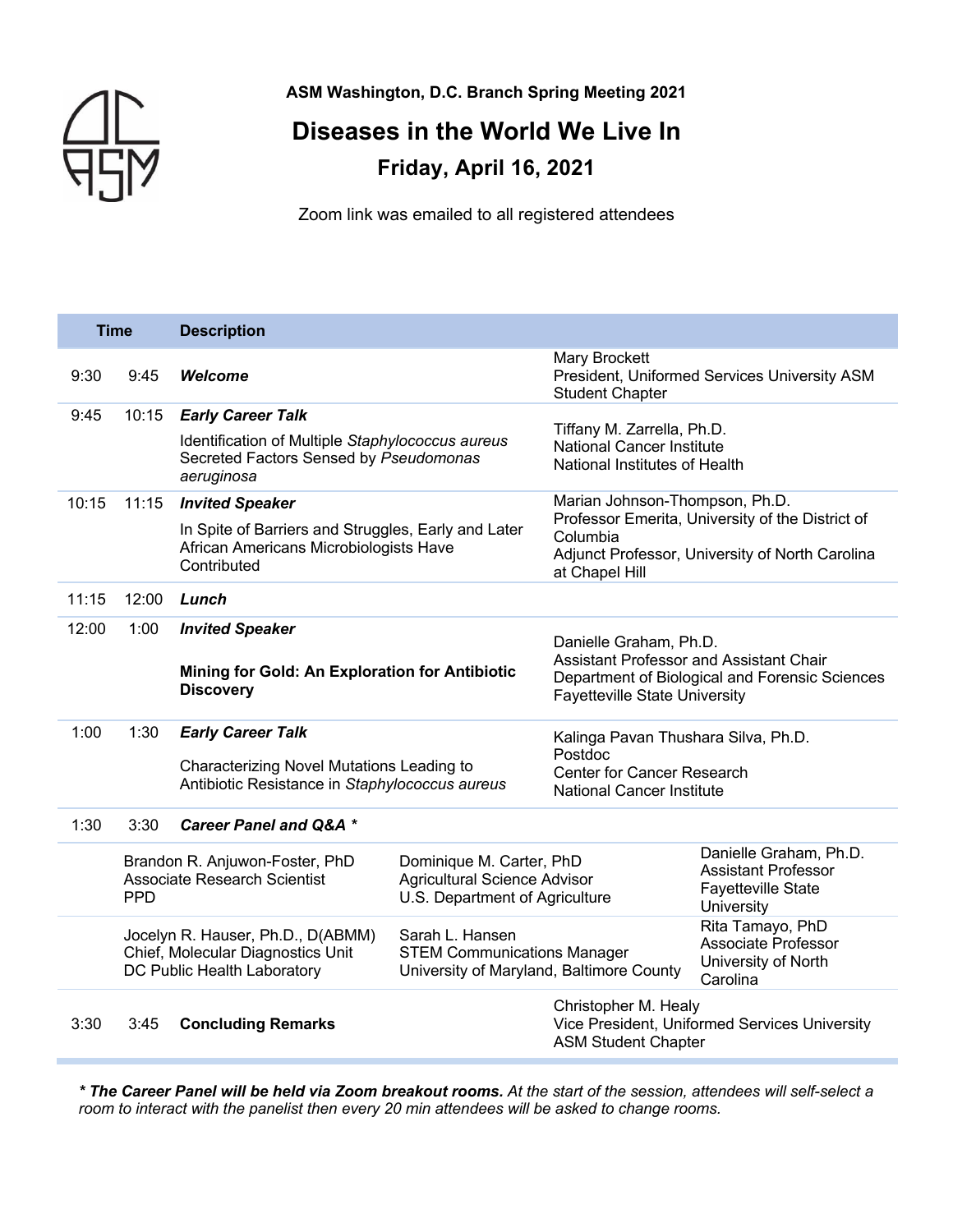**ASM Washington, D.C. Branch Spring Meeting 2021**

# Diseases in the World We Live In

## Friday, April 16, 2021

Zoom link was emailed to all registered attendees

| Time | | Description | |
|---|---|---|---|
| 9:30 | 9:45 | ***Welcome*** | Mary Brockett<br>President, Uniformed Services University ASM Student Chapter |
| 9:45 | 10:15 | ***Early Career Talk***<br>Identification of Multiple *Staphylococcus aureus* Secreted Factors Sensed by *Pseudomonas aeruginosa* | Tiffany M. Zarrella, Ph.D.<br>National Cancer Institute<br>National Institutes of Health |
| 10:15 | 11:15 | ***Invited Speaker***<br>In Spite of Barriers and Struggles, Early and Later African Americans Microbiologists Have Contributed | Marian Johnson-Thompson, Ph.D.<br>Professor Emerita, University of the District of Columbia<br>Adjunct Professor, University of North Carolina at Chapel Hill |
| 11:15 | 12:00 | ***Lunch*** | |
| 12:00 | 1:00 | ***Invited Speaker***<br>**Mining for Gold: An Exploration for Antibiotic Discovery** | Danielle Graham, Ph.D.<br>Assistant Professor and Assistant Chair<br>Department of Biological and Forensic Sciences<br>Fayetteville State University |
| 1:00 | 1:30 | ***Early Career Talk***<br>Characterizing Novel Mutations Leading to Antibiotic Resistance in *Staphylococcus aureus* | Kalinga Pavan Thushara Silva, Ph.D.<br>Postdoc<br>Center for Cancer Research<br>National Cancer Institute |
| 1:30 | 3:30 | ***Career Panel and Q&A **** | |
| | | Brandon R. Anjuwon-Foster, PhD<br>Associate Research Scientist<br>PPD | Dominique M. Carter, PhD<br>Agricultural Science Advisor<br>U.S. Department of Agriculture<br><br>Danielle Graham, Ph.D.<br>Assistant Professor<br>Fayetteville State University |
| | | Jocelyn R. Hauser, Ph.D., D(ABMM)<br>Chief, Molecular Diagnostics Unit<br>DC Public Health Laboratory | Sarah L. Hansen<br>STEM Communications Manager<br>University of Maryland, Baltimore County<br><br>Rita Tamayo, PhD<br>Associate Professor<br>University of North Carolina |
| 3:30 | 3:45 | **Concluding Remarks** | Christopher M. Healy<br>Vice President, Uniformed Services University ASM Student Chapter |

***\* The Career Panel will be held via Zoom breakout rooms.*** *At the start of the session, attendees will self-select a room to interact with the panelist then every 20 min attendees will be asked to change rooms.*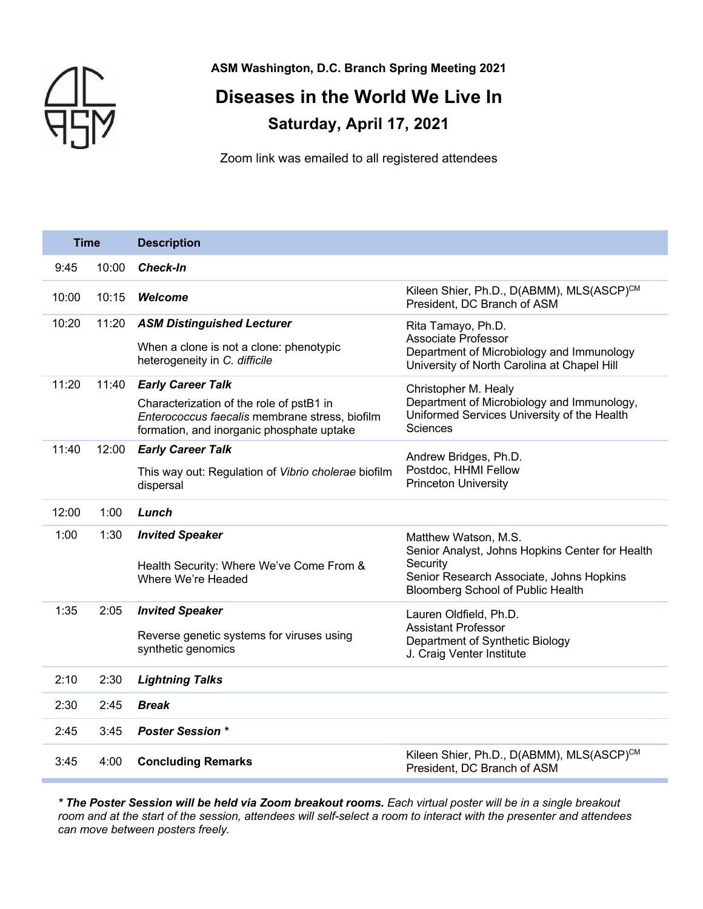**ASM Washington, D.C. Branch Spring Meeting 2021**

# Diseases in the World We Live In

## Saturday, April 17, 2021

Zoom link was emailed to all registered attendees

| Time | | Description | |
|---|---|---|---|
| 9:45 | 10:00 | ***Check-In*** | |
| 10:00 | 10:15 | ***Welcome*** | Kileen Shier, Ph.D., D(ABMM), MLS(ASCP)[CM] President, DC Branch of ASM |
| 10:20 | 11:20 | ***ASM Distinguished Lecturer*** When a clone is not a clone: phenotypic heterogeneity in *C. difficile* | Rita Tamayo, Ph.D. Associate Professor Department of Microbiology and Immunology University of North Carolina at Chapel Hill |
| 11:20 | 11:40 | ***Early Career Talk*** Characterization of the role of pstB1 in *Enterococcus faecalis* membrane stress, biofilm formation, and inorganic phosphate uptake | Christopher M. Healy Department of Microbiology and Immunology, Uniformed Services University of the Health Sciences |
| 11:40 | 12:00 | ***Early Career Talk*** This way out: Regulation of *Vibrio cholerae* biofilm dispersal | Andrew Bridges, Ph.D. Postdoc, HHMI Fellow Princeton University |
| 12:00 | 1:00 | ***Lunch*** | |
| 1:00 | 1:30 | ***Invited Speaker*** Health Security: Where We've Come From & Where We're Headed | Matthew Watson, M.S. Senior Analyst, Johns Hopkins Center for Health Security Senior Research Associate, Johns Hopkins Bloomberg School of Public Health |
| 1:35 | 2:05 | ***Invited Speaker*** Reverse genetic systems for viruses using synthetic genomics | Lauren Oldfield, Ph.D. Assistant Professor Department of Synthetic Biology J. Craig Venter Institute |
| 2:10 | 2:30 | ***Lightning Talks*** | |
| 2:30 | 2:45 | ***Break*** | |
| 2:45 | 3:45 | ***Poster Session **** | |
| 3:45 | 4:00 | **Concluding Remarks** | Kileen Shier, Ph.D., D(ABMM), MLS(ASCP)[CM] President, DC Branch of ASM |

***\* The Poster Session will be held via Zoom breakout rooms.*** *Each virtual poster will be in a single breakout room and at the start of the session, attendees will self-select a room to interact with the presenter and attendees can move between posters freely.*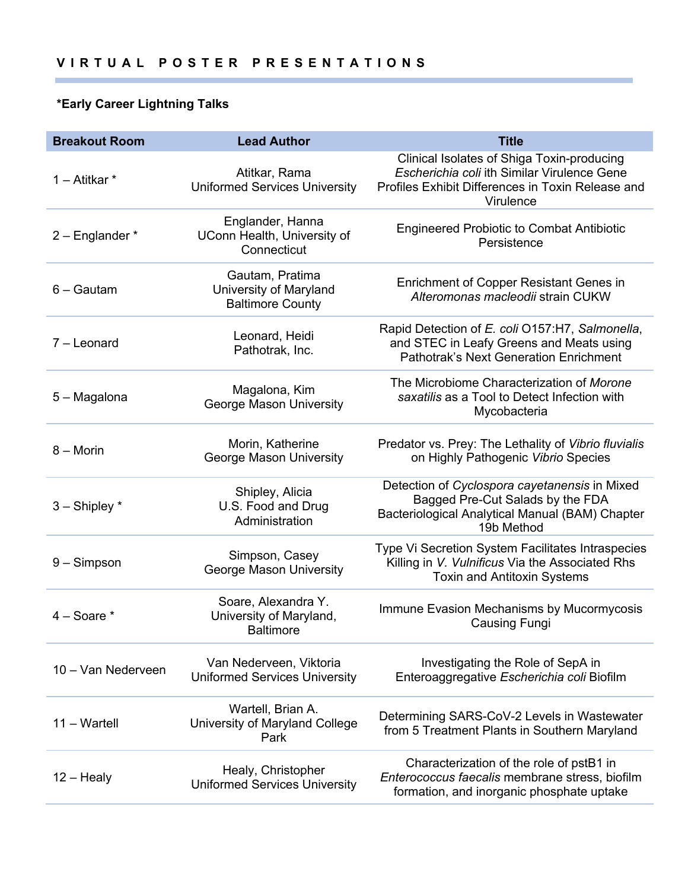## VIRTUAL POSTER PRESENTATIONS

**\*Early Career Lightning Talks**

| Breakout Room | Lead Author | Title |
|---|---|---|
| 1 – Atitkar * | Atitkar, Rama<br>Uniformed Services University | Clinical Isolates of Shiga Toxin-producing *Escherichia coli* ith Similar Virulence Gene Profiles Exhibit Differences in Toxin Release and Virulence |
| 2 – Englander * | Englander, Hanna<br>UConn Health, University of Connecticut | Engineered Probiotic to Combat Antibiotic Persistence |
| 6 – Gautam | Gautam, Pratima<br>University of Maryland Baltimore County | Enrichment of Copper Resistant Genes in *Alteromonas macleodii* strain CUKW |
| 7 – Leonard | Leonard, Heidi<br>Pathotrak, Inc. | Rapid Detection of *E. coli* O157:H7, *Salmonella*, and STEC in Leafy Greens and Meats using Pathotrak's Next Generation Enrichment |
| 5 – Magalona | Magalona, Kim<br>George Mason University | The Microbiome Characterization of *Morone saxatilis* as a Tool to Detect Infection with Mycobacteria |
| 8 – Morin | Morin, Katherine<br>George Mason University | Predator vs. Prey: The Lethality of *Vibrio fluvialis* on Highly Pathogenic *Vibrio* Species |
| 3 – Shipley * | Shipley, Alicia<br>U.S. Food and Drug Administration | Detection of *Cyclospora cayetanensis* in Mixed Bagged Pre-Cut Salads by the FDA Bacteriological Analytical Manual (BAM) Chapter 19b Method |
| 9 – Simpson | Simpson, Casey<br>George Mason University | Type Vi Secretion System Facilitates Intraspecies Killing in *V. Vulnificus* Via the Associated Rhs Toxin and Antitoxin Systems |
| 4 – Soare * | Soare, Alexandra Y.<br>University of Maryland, Baltimore | Immune Evasion Mechanisms by Mucormycosis Causing Fungi |
| 10 – Van Nederveen | Van Nederveen, Viktoria<br>Uniformed Services University | Investigating the Role of SepA in Enteroaggregative *Escherichia coli* Biofilm |
| 11 – Wartell | Wartell, Brian A.<br>University of Maryland College Park | Determining SARS-CoV-2 Levels in Wastewater from 5 Treatment Plants in Southern Maryland |
| 12 – Healy | Healy, Christopher<br>Uniformed Services University | Characterization of the role of pstB1 in *Enterococcus faecalis* membrane stress, biofilm formation, and inorganic phosphate uptake |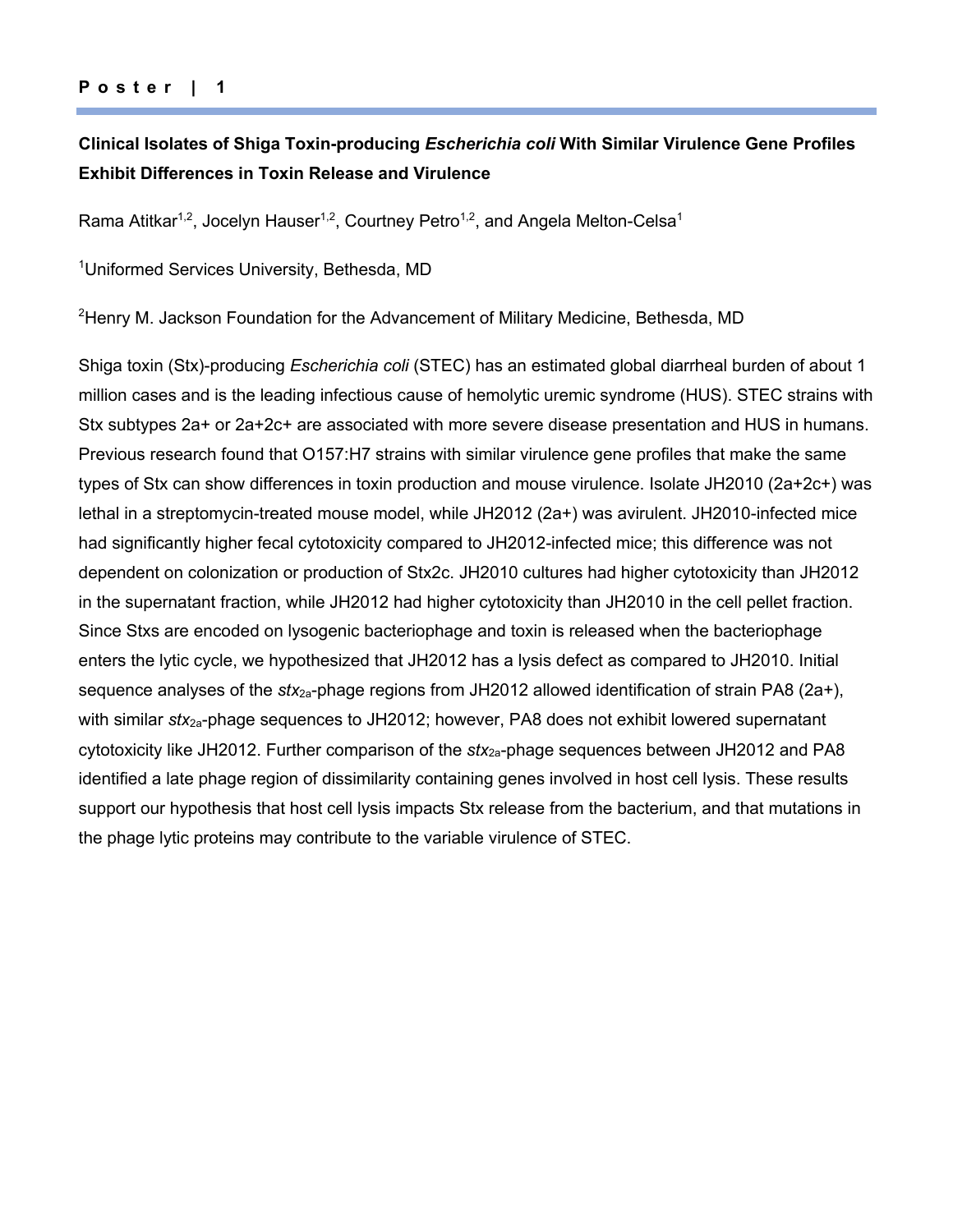**Poster | 1**

## Clinical Isolates of Shiga Toxin-producing *Escherichia coli* With Similar Virulence Gene Profiles Exhibit Differences in Toxin Release and Virulence

Rama Atitkar[1,2], Jocelyn Hauser[1,2], Courtney Petro[1,2], and Angela Melton-Celsa[1]

[1]Uniformed Services University, Bethesda, MD

[2]Henry M. Jackson Foundation for the Advancement of Military Medicine, Bethesda, MD

Shiga toxin (Stx)-producing *Escherichia coli* (STEC) has an estimated global diarrheal burden of about 1 million cases and is the leading infectious cause of hemolytic uremic syndrome (HUS). STEC strains with Stx subtypes 2a+ or 2a+2c+ are associated with more severe disease presentation and HUS in humans. Previous research found that O157:H7 strains with similar virulence gene profiles that make the same types of Stx can show differences in toxin production and mouse virulence. Isolate JH2010 (2a+2c+) was lethal in a streptomycin-treated mouse model, while JH2012 (2a+) was avirulent. JH2010-infected mice had significantly higher fecal cytotoxicity compared to JH2012-infected mice; this difference was not dependent on colonization or production of Stx2c. JH2010 cultures had higher cytotoxicity than JH2012 in the supernatant fraction, while JH2012 had higher cytotoxicity than JH2010 in the cell pellet fraction. Since Stxs are encoded on lysogenic bacteriophage and toxin is released when the bacteriophage enters the lytic cycle, we hypothesized that JH2012 has a lysis defect as compared to JH2010. Initial sequence analyses of the $stx_{2a}$-phage regions from JH2012 allowed identification of strain PA8 (2a+), with similar $stx_{2a}$-phage sequences to JH2012; however, PA8 does not exhibit lowered supernatant cytotoxicity like JH2012. Further comparison of the $stx_{2a}$-phage sequences between JH2012 and PA8 identified a late phage region of dissimilarity containing genes involved in host cell lysis. These results support our hypothesis that host cell lysis impacts Stx release from the bacterium, and that mutations in the phage lytic proteins may contribute to the variable virulence of STEC.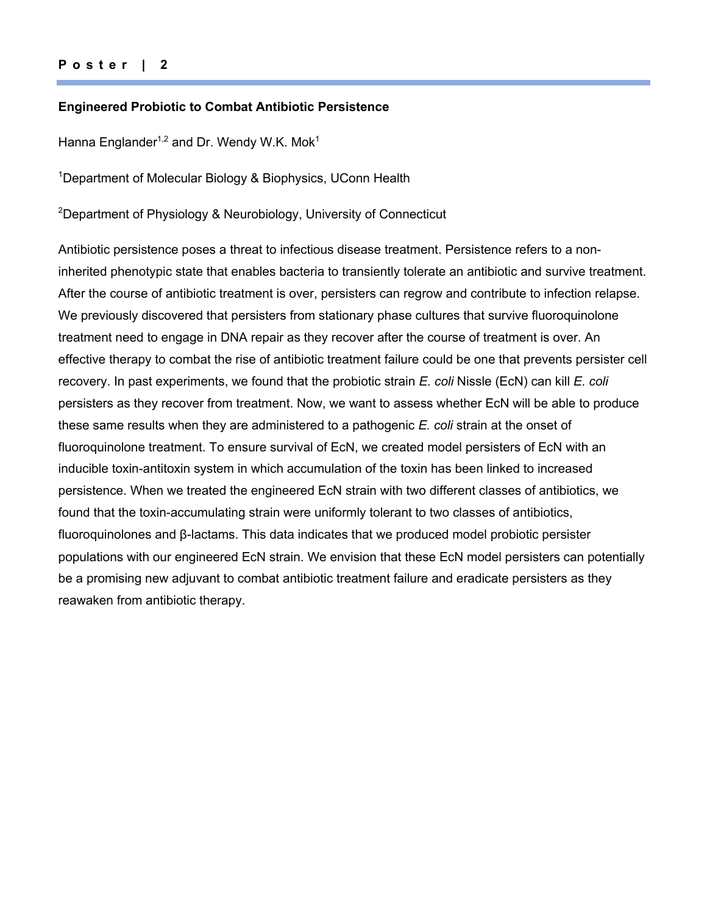## Engineered Probiotic to Combat Antibiotic Persistence

Hanna Englander[1,2] and Dr. Wendy W.K. Mok[1]

[1]Department of Molecular Biology & Biophysics, UConn Health

[2]Department of Physiology & Neurobiology, University of Connecticut

Antibiotic persistence poses a threat to infectious disease treatment. Persistence refers to a non-inherited phenotypic state that enables bacteria to transiently tolerate an antibiotic and survive treatment. After the course of antibiotic treatment is over, persisters can regrow and contribute to infection relapse. We previously discovered that persisters from stationary phase cultures that survive fluoroquinolone treatment need to engage in DNA repair as they recover after the course of treatment is over. An effective therapy to combat the rise of antibiotic treatment failure could be one that prevents persister cell recovery. In past experiments, we found that the probiotic strain *E. coli* Nissle (EcN) can kill *E. coli* persisters as they recover from treatment. Now, we want to assess whether EcN will be able to produce these same results when they are administered to a pathogenic *E. coli* strain at the onset of fluoroquinolone treatment. To ensure survival of EcN, we created model persisters of EcN with an inducible toxin-antitoxin system in which accumulation of the toxin has been linked to increased persistence. When we treated the engineered EcN strain with two different classes of antibiotics, we found that the toxin-accumulating strain were uniformly tolerant to two classes of antibiotics, fluoroquinolones and β-lactams. This data indicates that we produced model probiotic persister populations with our engineered EcN strain. We envision that these EcN model persisters can potentially be a promising new adjuvant to combat antibiotic treatment failure and eradicate persisters as they reawaken from antibiotic therapy.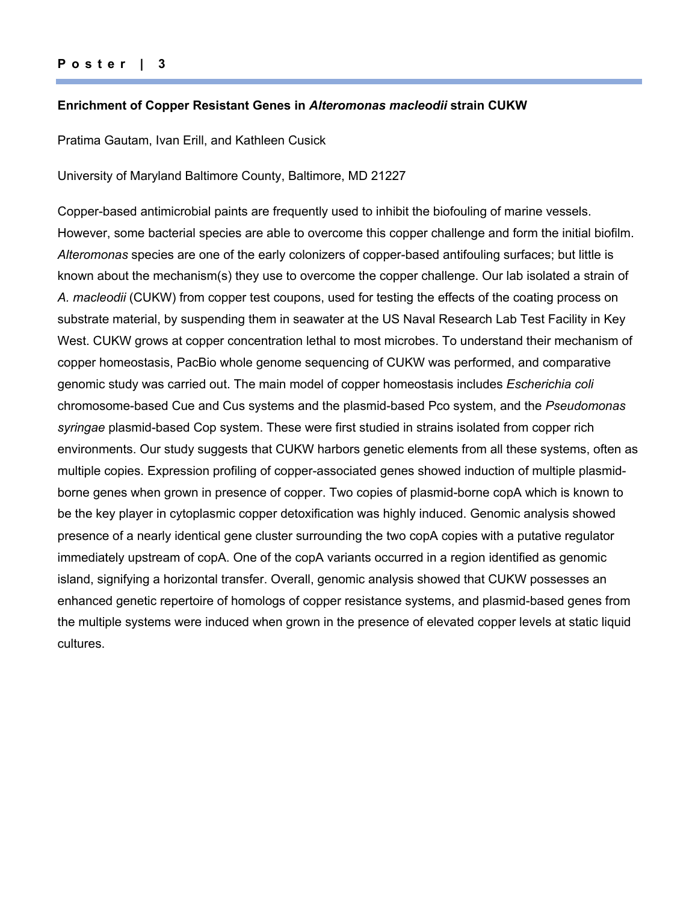## Poster | 3

### Enrichment of Copper Resistant Genes in *Alteromonas macleodii* strain CUKW

Pratima Gautam, Ivan Erill, and Kathleen Cusick

University of Maryland Baltimore County, Baltimore, MD 21227

Copper-based antimicrobial paints are frequently used to inhibit the biofouling of marine vessels. However, some bacterial species are able to overcome this copper challenge and form the initial biofilm. *Alteromonas* species are one of the early colonizers of copper-based antifouling surfaces; but little is known about the mechanism(s) they use to overcome the copper challenge. Our lab isolated a strain of *A. macleodii* (CUKW) from copper test coupons, used for testing the effects of the coating process on substrate material, by suspending them in seawater at the US Naval Research Lab Test Facility in Key West. CUKW grows at copper concentration lethal to most microbes. To understand their mechanism of copper homeostasis, PacBio whole genome sequencing of CUKW was performed, and comparative genomic study was carried out. The main model of copper homeostasis includes *Escherichia coli* chromosome-based Cue and Cus systems and the plasmid-based Pco system, and the *Pseudomonas syringae* plasmid-based Cop system. These were first studied in strains isolated from copper rich environments. Our study suggests that CUKW harbors genetic elements from all these systems, often as multiple copies. Expression profiling of copper-associated genes showed induction of multiple plasmid-borne genes when grown in presence of copper. Two copies of plasmid-borne copA which is known to be the key player in cytoplasmic copper detoxification was highly induced. Genomic analysis showed presence of a nearly identical gene cluster surrounding the two copA copies with a putative regulator immediately upstream of copA. One of the copA variants occurred in a region identified as genomic island, signifying a horizontal transfer. Overall, genomic analysis showed that CUKW possesses an enhanced genetic repertoire of homologs of copper resistance systems, and plasmid-based genes from the multiple systems were induced when grown in the presence of elevated copper levels at static liquid cultures.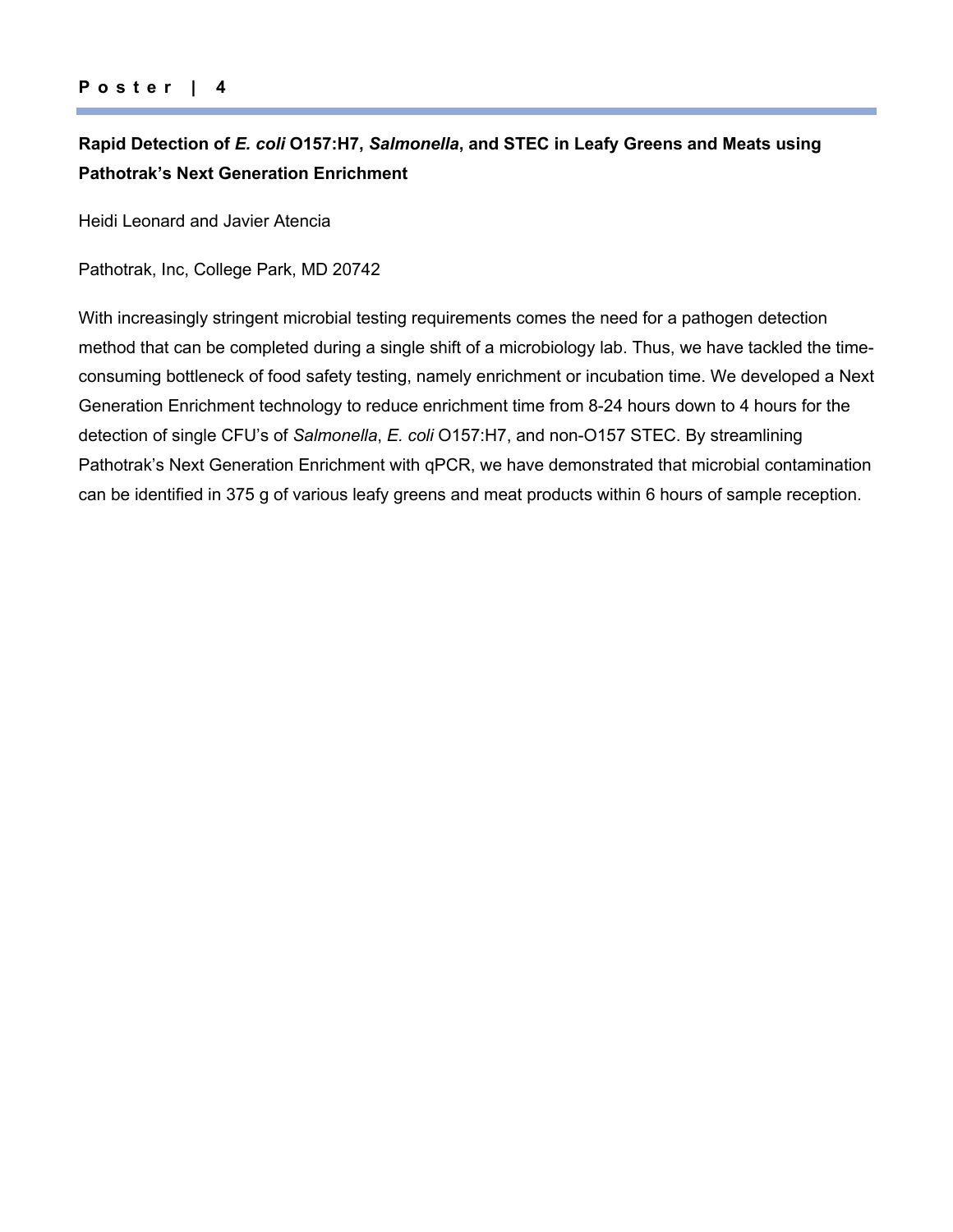## Rapid Detection of *E. coli* O157:H7, *Salmonella*, and STEC in Leafy Greens and Meats using Pathotrak's Next Generation Enrichment

Heidi Leonard and Javier Atencia

Pathotrak, Inc, College Park, MD 20742

With increasingly stringent microbial testing requirements comes the need for a pathogen detection method that can be completed during a single shift of a microbiology lab. Thus, we have tackled the time-consuming bottleneck of food safety testing, namely enrichment or incubation time. We developed a Next Generation Enrichment technology to reduce enrichment time from 8-24 hours down to 4 hours for the detection of single CFU's of *Salmonella*, *E. coli* O157:H7, and non-O157 STEC. By streamlining Pathotrak's Next Generation Enrichment with qPCR, we have demonstrated that microbial contamination can be identified in 375 g of various leafy greens and meat products within 6 hours of sample reception.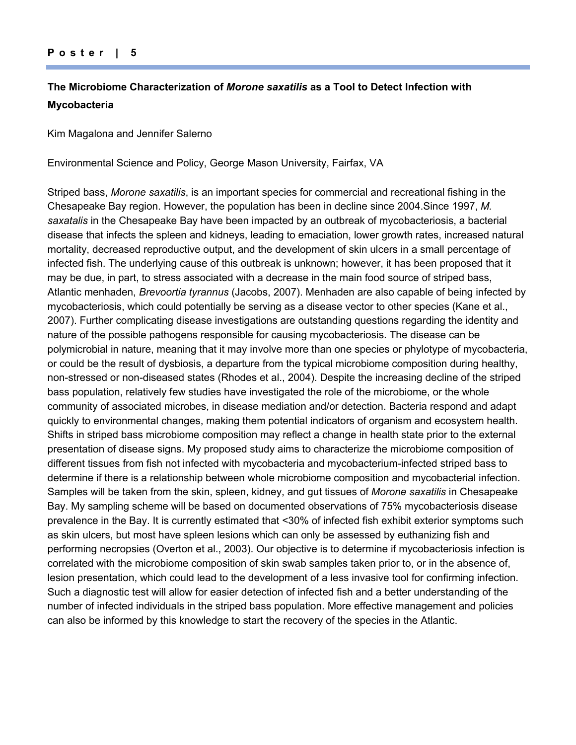## The Microbiome Characterization of *Morone saxatilis* as a Tool to Detect Infection with Mycobacteria

Kim Magalona and Jennifer Salerno

Environmental Science and Policy, George Mason University, Fairfax, VA

Striped bass, *Morone saxatilis*, is an important species for commercial and recreational fishing in the Chesapeake Bay region. However, the population has been in decline since 2004.Since 1997, *M. saxatalis* in the Chesapeake Bay have been impacted by an outbreak of mycobacteriosis, a bacterial disease that infects the spleen and kidneys, leading to emaciation, lower growth rates, increased natural mortality, decreased reproductive output, and the development of skin ulcers in a small percentage of infected fish. The underlying cause of this outbreak is unknown; however, it has been proposed that it may be due, in part, to stress associated with a decrease in the main food source of striped bass, Atlantic menhaden, *Brevoortia tyrannus* (Jacobs, 2007). Menhaden are also capable of being infected by mycobacteriosis, which could potentially be serving as a disease vector to other species (Kane et al., 2007). Further complicating disease investigations are outstanding questions regarding the identity and nature of the possible pathogens responsible for causing mycobacteriosis. The disease can be polymicrobial in nature, meaning that it may involve more than one species or phylotype of mycobacteria, or could be the result of dysbiosis, a departure from the typical microbiome composition during healthy, non-stressed or non-diseased states (Rhodes et al., 2004). Despite the increasing decline of the striped bass population, relatively few studies have investigated the role of the microbiome, or the whole community of associated microbes, in disease mediation and/or detection. Bacteria respond and adapt quickly to environmental changes, making them potential indicators of organism and ecosystem health. Shifts in striped bass microbiome composition may reflect a change in health state prior to the external presentation of disease signs. My proposed study aims to characterize the microbiome composition of different tissues from fish not infected with mycobacteria and mycobacterium-infected striped bass to determine if there is a relationship between whole microbiome composition and mycobacterial infection. Samples will be taken from the skin, spleen, kidney, and gut tissues of *Morone saxatilis* in Chesapeake Bay. My sampling scheme will be based on documented observations of 75% mycobacteriosis disease prevalence in the Bay. It is currently estimated that <30% of infected fish exhibit exterior symptoms such as skin ulcers, but most have spleen lesions which can only be assessed by euthanizing fish and performing necropsies (Overton et al., 2003). Our objective is to determine if mycobacteriosis infection is correlated with the microbiome composition of skin swab samples taken prior to, or in the absence of, lesion presentation, which could lead to the development of a less invasive tool for confirming infection. Such a diagnostic test will allow for easier detection of infected fish and a better understanding of the number of infected individuals in the striped bass population. More effective management and policies can also be informed by this knowledge to start the recovery of the species in the Atlantic.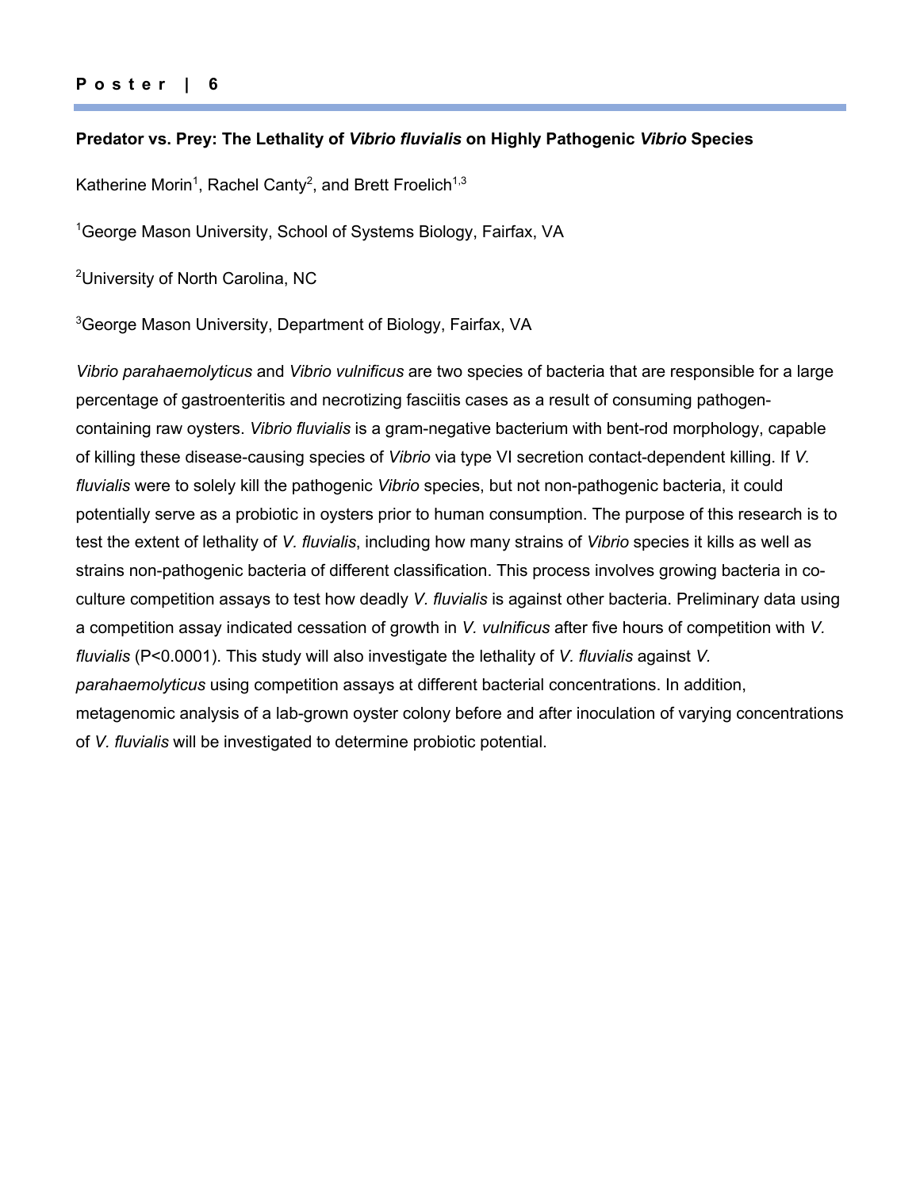**Predator vs. Prey: The Lethality of *Vibrio fluvialis* on Highly Pathogenic *Vibrio* Species**

Katherine Morin[1], Rachel Canty[2], and Brett Froelich[1,3]

[1]George Mason University, School of Systems Biology, Fairfax, VA

[2]University of North Carolina, NC

[3]George Mason University, Department of Biology, Fairfax, VA

*Vibrio parahaemolyticus* and *Vibrio vulnificus* are two species of bacteria that are responsible for a large percentage of gastroenteritis and necrotizing fasciitis cases as a result of consuming pathogen-containing raw oysters. *Vibrio fluvialis* is a gram-negative bacterium with bent-rod morphology, capable of killing these disease-causing species of *Vibrio* via type VI secretion contact-dependent killing. If *V. fluvialis* were to solely kill the pathogenic *Vibrio* species, but not non-pathogenic bacteria, it could potentially serve as a probiotic in oysters prior to human consumption. The purpose of this research is to test the extent of lethality of *V. fluvialis*, including how many strains of *Vibrio* species it kills as well as strains non-pathogenic bacteria of different classification. This process involves growing bacteria in co-culture competition assays to test how deadly *V. fluvialis* is against other bacteria. Preliminary data using a competition assay indicated cessation of growth in *V. vulnificus* after five hours of competition with *V. fluvialis* ($P<0.0001$). This study will also investigate the lethality of *V. fluvialis* against *V. parahaemolyticus* using competition assays at different bacterial concentrations. In addition, metagenomic analysis of a lab-grown oyster colony before and after inoculation of varying concentrations of *V. fluvialis* will be investigated to determine probiotic potential.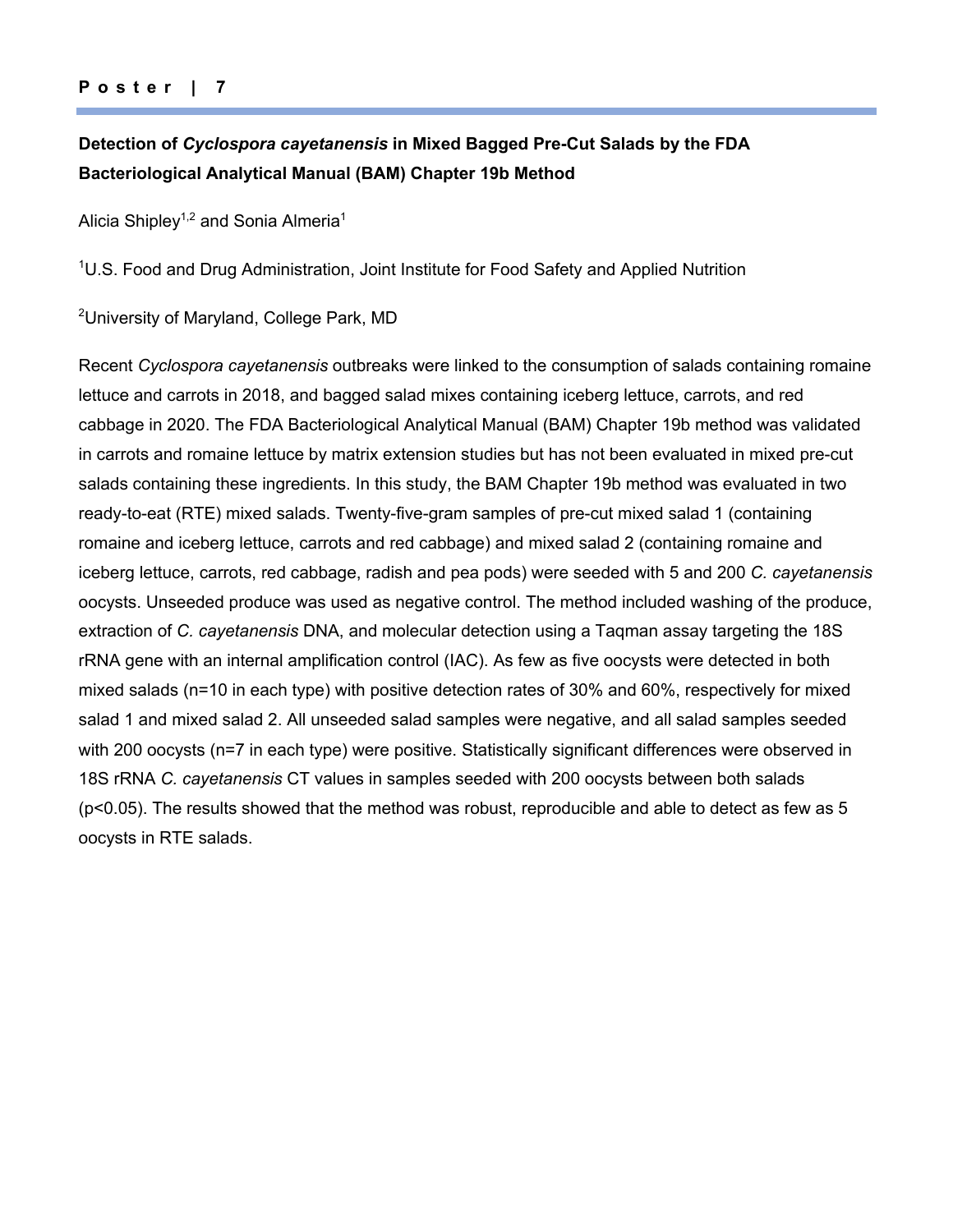**Poster | 7**

## Detection of *Cyclospora cayetanensis* in Mixed Bagged Pre-Cut Salads by the FDA Bacteriological Analytical Manual (BAM) Chapter 19b Method

Alicia Shipley[1,2] and Sonia Almeria[1]

[1]U.S. Food and Drug Administration, Joint Institute for Food Safety and Applied Nutrition

[2]University of Maryland, College Park, MD

Recent *Cyclospora cayetanensis* outbreaks were linked to the consumption of salads containing romaine lettuce and carrots in 2018, and bagged salad mixes containing iceberg lettuce, carrots, and red cabbage in 2020. The FDA Bacteriological Analytical Manual (BAM) Chapter 19b method was validated in carrots and romaine lettuce by matrix extension studies but has not been evaluated in mixed pre-cut salads containing these ingredients. In this study, the BAM Chapter 19b method was evaluated in two ready-to-eat (RTE) mixed salads. Twenty-five-gram samples of pre-cut mixed salad 1 (containing romaine and iceberg lettuce, carrots and red cabbage) and mixed salad 2 (containing romaine and iceberg lettuce, carrots, red cabbage, radish and pea pods) were seeded with 5 and 200 *C. cayetanensis* oocysts. Unseeded produce was used as negative control. The method included washing of the produce, extraction of *C. cayetanensis* DNA, and molecular detection using a Taqman assay targeting the 18S rRNA gene with an internal amplification control (IAC). As few as five oocysts were detected in both mixed salads (n=10 in each type) with positive detection rates of 30% and 60%, respectively for mixed salad 1 and mixed salad 2. All unseeded salad samples were negative, and all salad samples seeded with 200 oocysts (n=7 in each type) were positive. Statistically significant differences were observed in 18S rRNA *C. cayetanensis* CT values in samples seeded with 200 oocysts between both salads ($p<0.05$). The results showed that the method was robust, reproducible and able to detect as few as 5 oocysts in RTE salads.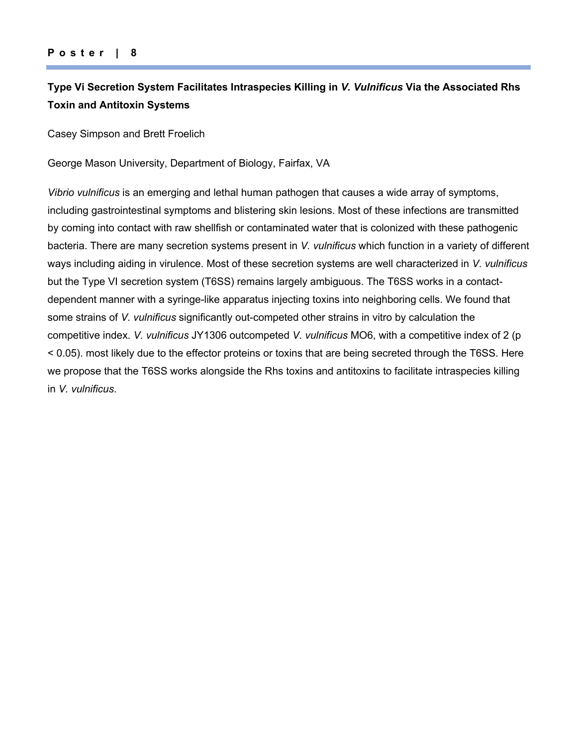## Type Vi Secretion System Facilitates Intraspecies Killing in *V. Vulnificus* Via the Associated Rhs Toxin and Antitoxin Systems

Casey Simpson and Brett Froelich

George Mason University, Department of Biology, Fairfax, VA

*Vibrio vulnificus* is an emerging and lethal human pathogen that causes a wide array of symptoms, including gastrointestinal symptoms and blistering skin lesions. Most of these infections are transmitted by coming into contact with raw shellfish or contaminated water that is colonized with these pathogenic bacteria. There are many secretion systems present in *V. vulnificus* which function in a variety of different ways including aiding in virulence. Most of these secretion systems are well characterized in *V. vulnificus* but the Type VI secretion system (T6SS) remains largely ambiguous. The T6SS works in a contact-dependent manner with a syringe-like apparatus injecting toxins into neighboring cells. We found that some strains of *V. vulnificus* significantly out-competed other strains in vitro by calculation the competitive index. *V. vulnificus* JY1306 outcompeted *V. vulnificus* MO6, with a competitive index of 2 ($p < 0.05$). most likely due to the effector proteins or toxins that are being secreted through the T6SS. Here we propose that the T6SS works alongside the Rhs toxins and antitoxins to facilitate intraspecies killing in *V. vulnificus*.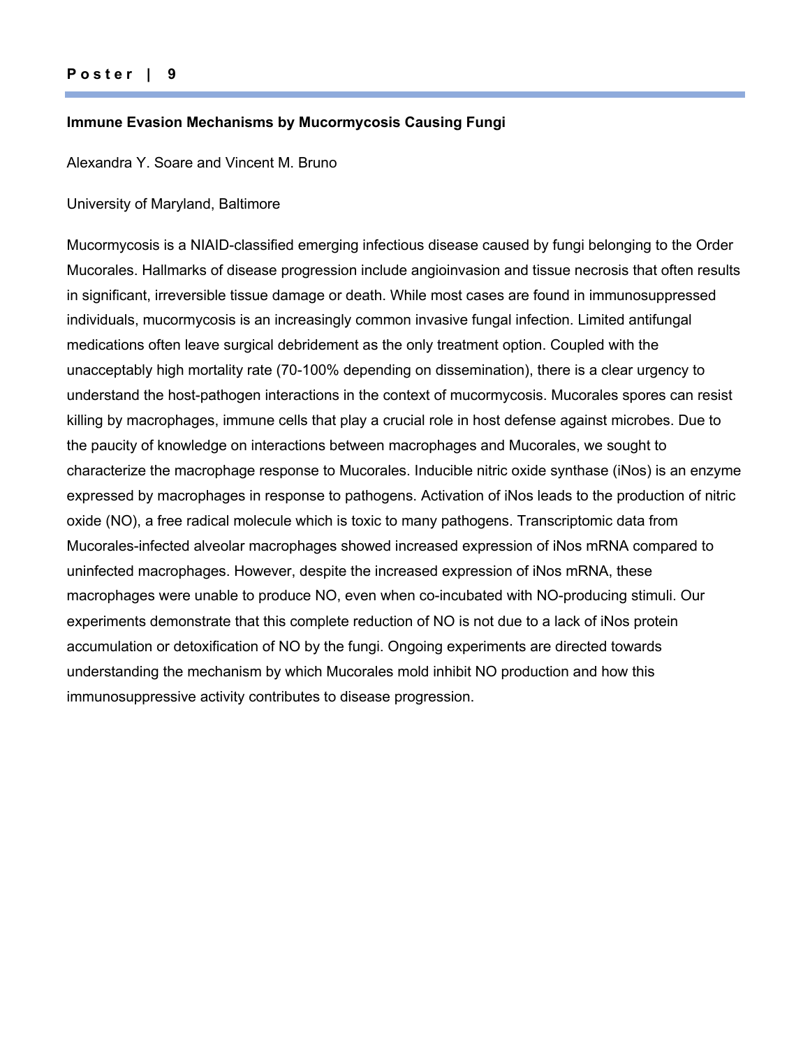### Immune Evasion Mechanisms by Mucormycosis Causing Fungi

Alexandra Y. Soare and Vincent M. Bruno

University of Maryland, Baltimore

Mucormycosis is a NIAID-classified emerging infectious disease caused by fungi belonging to the Order Mucorales. Hallmarks of disease progression include angioinvasion and tissue necrosis that often results in significant, irreversible tissue damage or death. While most cases are found in immunosuppressed individuals, mucormycosis is an increasingly common invasive fungal infection. Limited antifungal medications often leave surgical debridement as the only treatment option. Coupled with the unacceptably high mortality rate (70-100% depending on dissemination), there is a clear urgency to understand the host-pathogen interactions in the context of mucormycosis. Mucorales spores can resist killing by macrophages, immune cells that play a crucial role in host defense against microbes. Due to the paucity of knowledge on interactions between macrophages and Mucorales, we sought to characterize the macrophage response to Mucorales. Inducible nitric oxide synthase (iNos) is an enzyme expressed by macrophages in response to pathogens. Activation of iNos leads to the production of nitric oxide (NO), a free radical molecule which is toxic to many pathogens. Transcriptomic data from Mucorales-infected alveolar macrophages showed increased expression of iNos mRNA compared to uninfected macrophages. However, despite the increased expression of iNos mRNA, these macrophages were unable to produce NO, even when co-incubated with NO-producing stimuli. Our experiments demonstrate that this complete reduction of NO is not due to a lack of iNos protein accumulation or detoxification of NO by the fungi. Ongoing experiments are directed towards understanding the mechanism by which Mucorales mold inhibit NO production and how this immunosuppressive activity contributes to disease progression.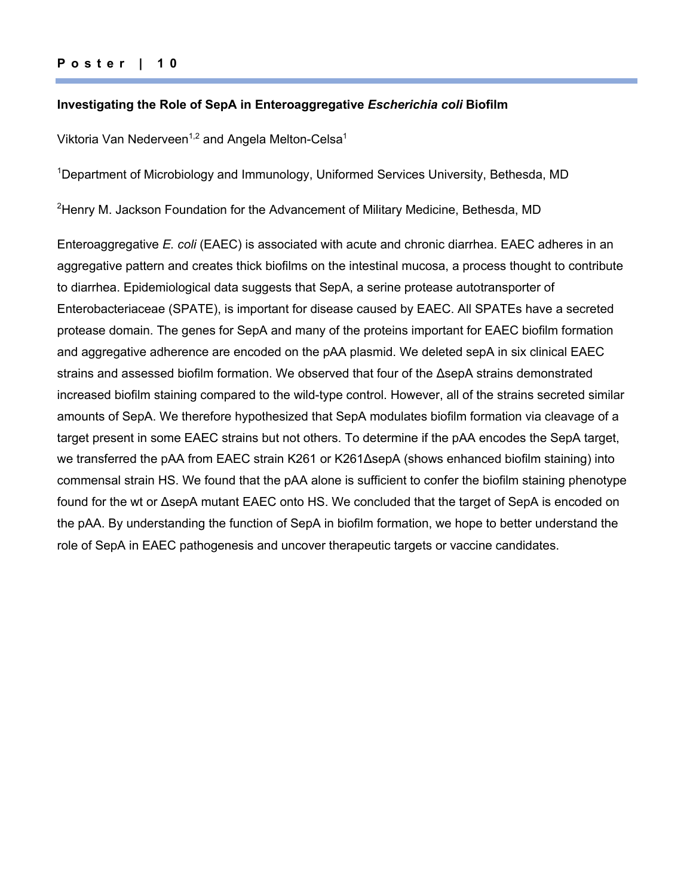# Poster | 10

### Investigating the Role of SepA in Enteroaggregative *Escherichia coli* Biofilm

Viktoria Van Nederveen[1,2] and Angela Melton-Celsa[1]

[1]Department of Microbiology and Immunology, Uniformed Services University, Bethesda, MD

[2]Henry M. Jackson Foundation for the Advancement of Military Medicine, Bethesda, MD

Enteroaggregative *E. coli* (EAEC) is associated with acute and chronic diarrhea. EAEC adheres in an aggregative pattern and creates thick biofilms on the intestinal mucosa, a process thought to contribute to diarrhea. Epidemiological data suggests that SepA, a serine protease autotransporter of Enterobacteriaceae (SPATE), is important for disease caused by EAEC. All SPATEs have a secreted protease domain. The genes for SepA and many of the proteins important for EAEC biofilm formation and aggregative adherence are encoded on the pAA plasmid. We deleted sepA in six clinical EAEC strains and assessed biofilm formation. We observed that four of the ΔsepA strains demonstrated increased biofilm staining compared to the wild-type control. However, all of the strains secreted similar amounts of SepA. We therefore hypothesized that SepA modulates biofilm formation via cleavage of a target present in some EAEC strains but not others. To determine if the pAA encodes the SepA target, we transferred the pAA from EAEC strain K261 or K261ΔsepA (shows enhanced biofilm staining) into commensal strain HS. We found that the pAA alone is sufficient to confer the biofilm staining phenotype found for the wt or ΔsepA mutant EAEC onto HS. We concluded that the target of SepA is encoded on the pAA. By understanding the function of SepA in biofilm formation, we hope to better understand the role of SepA in EAEC pathogenesis and uncover therapeutic targets or vaccine candidates.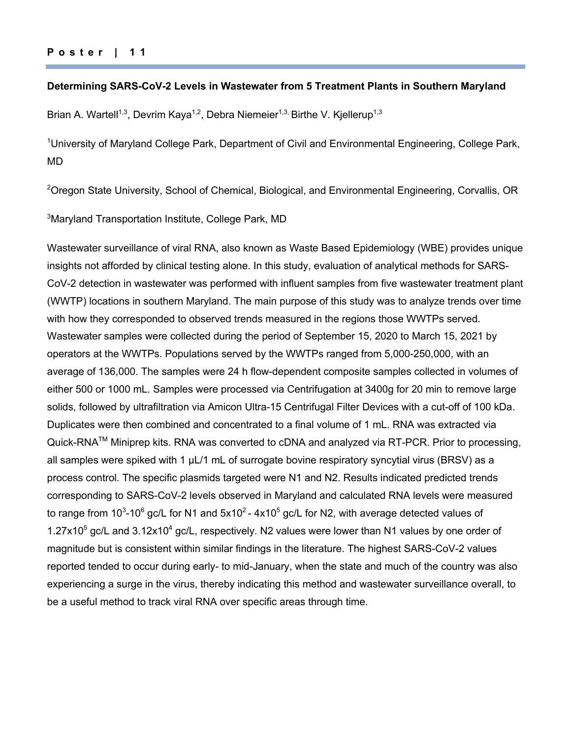### Determining SARS-CoV-2 Levels in Wastewater from 5 Treatment Plants in Southern Maryland

Brian A. Wartell[1,3], Devrim Kaya[1,2], Debra Niemeier[1,3,] Birthe V. Kjellerup[1,3]

[1]University of Maryland College Park, Department of Civil and Environmental Engineering, College Park, MD

[2]Oregon State University, School of Chemical, Biological, and Environmental Engineering, Corvallis, OR

[3]Maryland Transportation Institute, College Park, MD

Wastewater surveillance of viral RNA, also known as Waste Based Epidemiology (WBE) provides unique insights not afforded by clinical testing alone. In this study, evaluation of analytical methods for SARS-CoV-2 detection in wastewater was performed with influent samples from five wastewater treatment plant (WWTP) locations in southern Maryland. The main purpose of this study was to analyze trends over time with how they corresponded to observed trends measured in the regions those WWTPs served. Wastewater samples were collected during the period of September 15, 2020 to March 15, 2021 by operators at the WWTPs. Populations served by the WWTPs ranged from 5,000-250,000, with an average of 136,000. The samples were 24 h flow-dependent composite samples collected in volumes of either 500 or 1000 mL. Samples were processed via Centrifugation at 3400g for 20 min to remove large solids, followed by ultrafiltration via Amicon Ultra-15 Centrifugal Filter Devices with a cut-off of 100 kDa. Duplicates were then combined and concentrated to a final volume of 1 mL. RNA was extracted via Quick-RNA™ Miniprep kits. RNA was converted to cDNA and analyzed via RT-PCR. Prior to processing, all samples were spiked with 1 µL/1 mL of surrogate bovine respiratory syncytial virus (BRSV) as a process control. The specific plasmids targeted were N1 and N2. Results indicated predicted trends corresponding to SARS-CoV-2 levels observed in Maryland and calculated RNA levels were measured to range from $10^3$-$10^6$ gc/L for N1 and $5x10^2$ - $4x10^5$ gc/L for N2, with average detected values of $1.27x10^5$ gc/L and $3.12x10^4$ gc/L, respectively. N2 values were lower than N1 values by one order of magnitude but is consistent within similar findings in the literature. The highest SARS-CoV-2 values reported tended to occur during early- to mid-January, when the state and much of the country was also experiencing a surge in the virus, thereby indicating this method and wastewater surveillance overall, to be a useful method to track viral RNA over specific areas through time.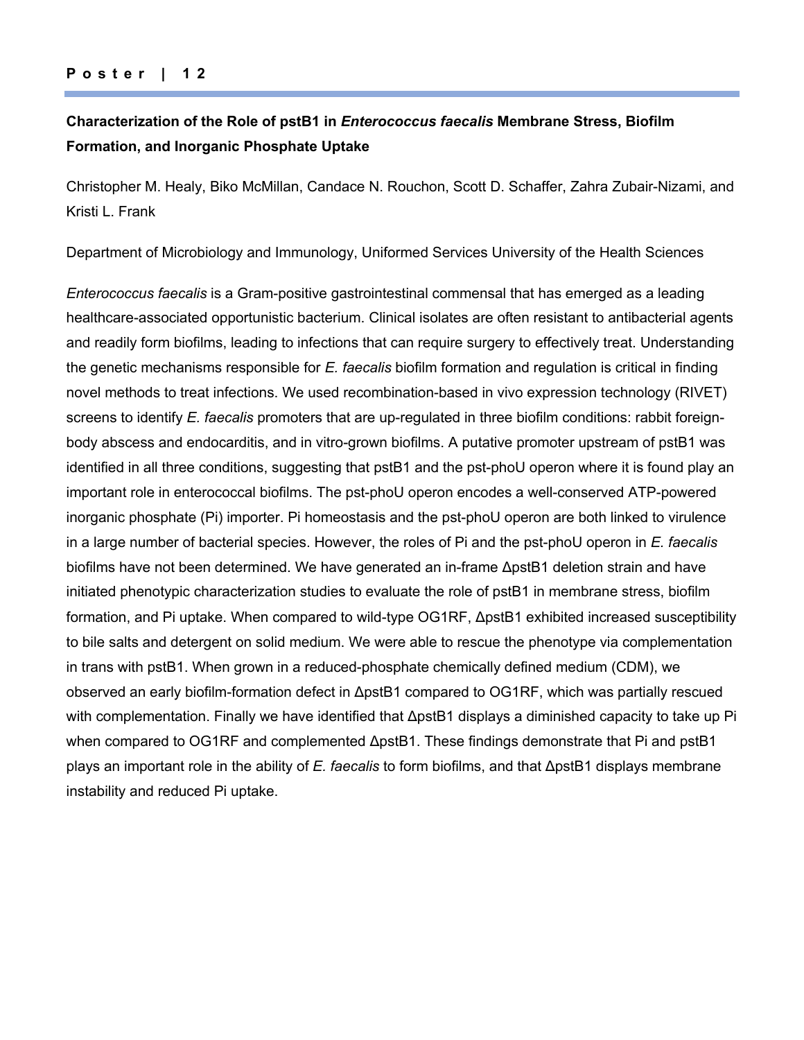**Poster | 12**

## Characterization of the Role of pstB1 in *Enterococcus faecalis* Membrane Stress, Biofilm Formation, and Inorganic Phosphate Uptake

Christopher M. Healy, Biko McMillan, Candace N. Rouchon, Scott D. Schaffer, Zahra Zubair-Nizami, and Kristi L. Frank

Department of Microbiology and Immunology, Uniformed Services University of the Health Sciences

*Enterococcus faecalis* is a Gram-positive gastrointestinal commensal that has emerged as a leading healthcare-associated opportunistic bacterium. Clinical isolates are often resistant to antibacterial agents and readily form biofilms, leading to infections that can require surgery to effectively treat. Understanding the genetic mechanisms responsible for *E. faecalis* biofilm formation and regulation is critical in finding novel methods to treat infections. We used recombination-based in vivo expression technology (RIVET) screens to identify *E. faecalis* promoters that are up-regulated in three biofilm conditions: rabbit foreign-body abscess and endocarditis, and in vitro-grown biofilms. A putative promoter upstream of pstB1 was identified in all three conditions, suggesting that pstB1 and the pst-phoU operon where it is found play an important role in enterococcal biofilms. The pst-phoU operon encodes a well-conserved ATP-powered inorganic phosphate (Pi) importer. Pi homeostasis and the pst-phoU operon are both linked to virulence in a large number of bacterial species. However, the roles of Pi and the pst-phoU operon in *E. faecalis* biofilms have not been determined. We have generated an in-frame ΔpstB1 deletion strain and have initiated phenotypic characterization studies to evaluate the role of pstB1 in membrane stress, biofilm formation, and Pi uptake. When compared to wild-type OG1RF, ΔpstB1 exhibited increased susceptibility to bile salts and detergent on solid medium. We were able to rescue the phenotype via complementation in trans with pstB1. When grown in a reduced-phosphate chemically defined medium (CDM), we observed an early biofilm-formation defect in ΔpstB1 compared to OG1RF, which was partially rescued with complementation. Finally we have identified that ΔpstB1 displays a diminished capacity to take up Pi when compared to OG1RF and complemented ΔpstB1. These findings demonstrate that Pi and pstB1 plays an important role in the ability of *E. faecalis* to form biofilms, and that ΔpstB1 displays membrane instability and reduced Pi uptake.